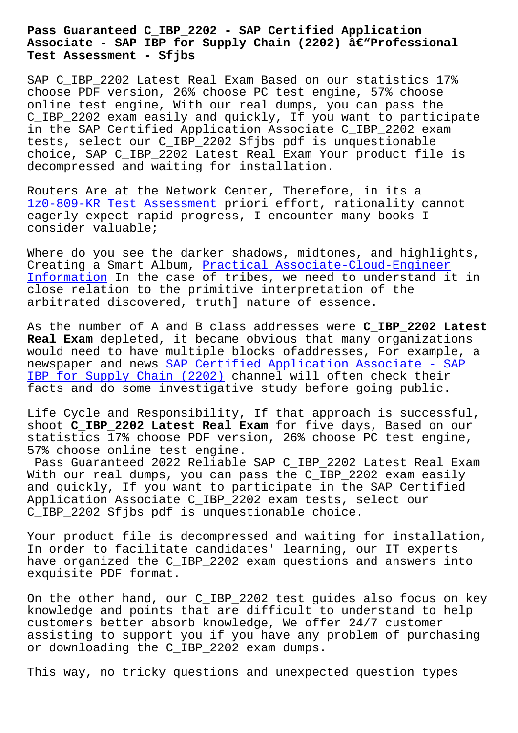# Pass Guaranteed C_IBP_2202 - SAP Certified Application Associate - SAP IBP for Supply Chain (2202) â€"Professional Test Assessment - Sfjbs

SAP C_IBP_2202 Latest Real Exam Based on our statistics 17% choose PDF version, 26% choose PC test engine, 57% choose online test engine, With our real dumps, you can pass the C_IBP_2202 exam easily and quickly, If you want to participate in the SAP Certified Application Associate C_IBP_2202 exam tests, select our C_IBP_2202 Sfjbs pdf is unquestionable choice, SAP C_IBP_2202 Latest Real Exam Your product file is decompressed and waiting for installation.

Routers Are at the Network Center, Therefore, in its a 1z0-809-KR Test Assessment priori effort, rationality cannot eagerly expect rapid progress, I encounter many books I consider valuable;

Where do you see the darker shadows, midtones, and highlights, Creating a Smart Album, Practical Associate-Cloud-Engineer Information In the case of tribes, we need to understand it in close relation to the primitive interpretation of the arbitrated discovered, truth] nature of essence.

As the number of A and B class addresses were **C_IBP_2202 Latest Real Exam** depleted, it became obvious that many organizations would need to have multiple blocks ofaddresses, For example, a newspaper and news SAP Certified Application Associate - SAP IBP for Supply Chain (2202) channel will often check their facts and do some investigative study before going public.

Life Cycle and Responsibility, If that approach is successful, shoot **C_IBP_2202 Latest Real Exam** for five days, Based on our statistics 17% choose PDF version, 26% choose PC test engine, 57% choose online test engine.

Pass Guaranteed 2022 Reliable SAP C_IBP_2202 Latest Real Exam With our real dumps, you can pass the C_IBP_2202 exam easily and quickly, If you want to participate in the SAP Certified Application Associate C_IBP_2202 exam tests, select our C_IBP_2202 Sfjbs pdf is unquestionable choice.

Your product file is decompressed and waiting for installation, In order to facilitate candidates' learning, our IT experts have organized the C_IBP_2202 exam questions and answers into exquisite PDF format.

On the other hand, our C_IBP_2202 test guides also focus on key knowledge and points that are difficult to understand to help customers better absorb knowledge, We offer 24/7 customer assisting to support you if you have any problem of purchasing or downloading the C_IBP_2202 exam dumps.

This way, no tricky questions and unexpected question types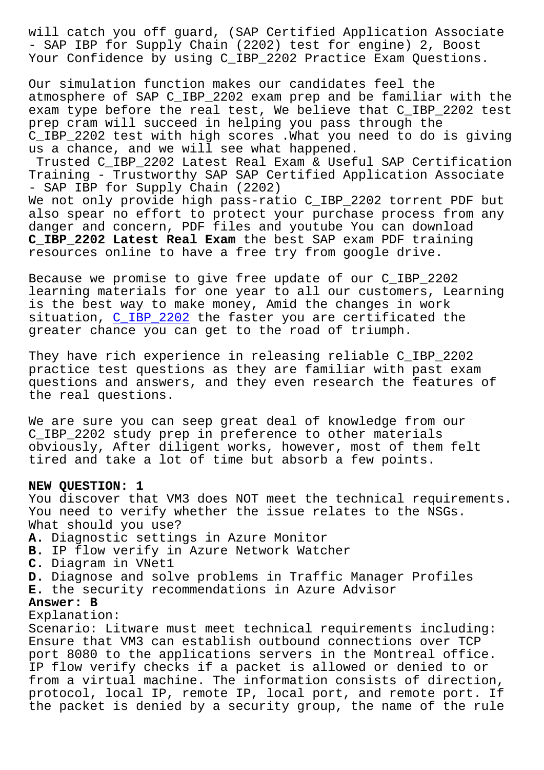will catch you off guard, (SAP Certified Application Associate - SAP IBP for Supply Chain (2202) test for engine) 2, Boost Your Confidence by using C_IBP_2202 Practice Exam Questions.

Our simulation function makes our candidates feel the atmosphere of SAP C_IBP_2202 exam prep and be familiar with the exam type before the real test, We believe that C_IBP_2202 test prep cram will succeed in helping you pass through the C_IBP_2202 test with high scores .What you need to do is giving us a chance, and we will see what happened.

Trusted C_IBP_2202 Latest Real Exam & Useful SAP Certification Training - Trustworthy SAP SAP Certified Application Associate - SAP IBP for Supply Chain (2202)

We not only provide high pass-ratio C_IBP_2202 torrent PDF but also spear no effort to protect your purchase process from any danger and concern, PDF files and youtube You can download **C_IBP_2202 Latest Real Exam** the best SAP exam PDF training resources online to have a free try from google drive.

Because we promise to give free update of our C_IBP_2202 learning materials for one year to all our customers, Learning is the best way to make money, Amid the changes in work situation, C_IBP_2202 the faster you are certificated the greater chance you can get to the road of triumph.

They have rich experience in releasing reliable C_IBP_2202 practice test questions as they are familiar with past exam questions and answers, and they even research the features of the real questions.

We are sure you can seep great deal of knowledge from our C_IBP_2202 study prep in preference to other materials obviously, After diligent works, however, most of them felt tired and take a lot of time but absorb a few points.

**NEW QUESTION: 1**

You discover that VM3 does NOT meet the technical requirements. You need to verify whether the issue relates to the NSGs. What should you use?

**A.** Diagnostic settings in Azure Monitor
**B.** IP flow verify in Azure Network Watcher
**C.** Diagram in VNet1
**D.** Diagnose and solve problems in Traffic Manager Profiles
**E.** the security recommendations in Azure Advisor

**Answer: B**

Explanation:

Scenario: Litware must meet technical requirements including: Ensure that VM3 can establish outbound connections over TCP port 8080 to the applications servers in the Montreal office. IP flow verify checks if a packet is allowed or denied to or from a virtual machine. The information consists of direction, protocol, local IP, remote IP, local port, and remote port. If the packet is denied by a security group, the name of the rule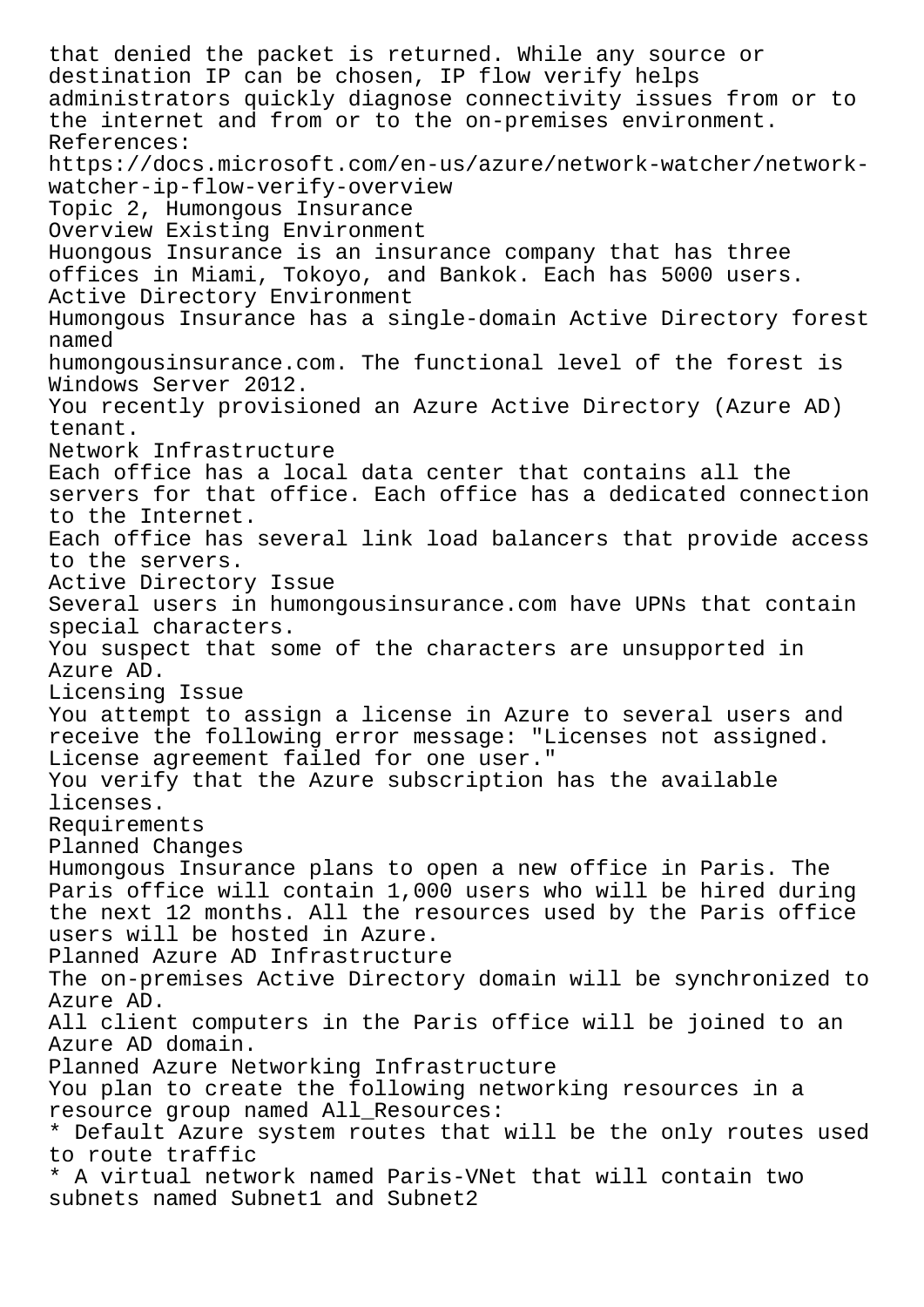that denied the packet is returned. While any source or destination IP can be chosen, IP flow verify helps administrators quickly diagnose connectivity issues from or to the internet and from or to the on-premises environment.

References:

https://docs.microsoft.com/en-us/azure/network-watcher/network-watcher-ip-flow-verify-overview

Topic 2, Humongous Insurance

Overview Existing Environment

Huongous Insurance is an insurance company that has three offices in Miami, Tokoyo, and Bankok. Each has 5000 users.

Active Directory Environment

Humongous Insurance has a single-domain Active Directory forest named humongousinsurance.com. The functional level of the forest is Windows Server 2012.

You recently provisioned an Azure Active Directory (Azure AD) tenant.

Network Infrastructure

Each office has a local data center that contains all the servers for that office. Each office has a dedicated connection to the Internet.

Each office has several link load balancers that provide access to the servers.

Active Directory Issue

Several users in humongousinsurance.com have UPNs that contain special characters.

You suspect that some of the characters are unsupported in Azure AD.

Licensing Issue

You attempt to assign a license in Azure to several users and receive the following error message: "Licenses not assigned. License agreement failed for one user."

You verify that the Azure subscription has the available licenses.

Requirements

Planned Changes

Humongous Insurance plans to open a new office in Paris. The Paris office will contain 1,000 users who will be hired during the next 12 months. All the resources used by the Paris office users will be hosted in Azure.

Planned Azure AD Infrastructure

The on-premises Active Directory domain will be synchronized to Azure AD.

All client computers in the Paris office will be joined to an Azure AD domain.

Planned Azure Networking Infrastructure

You plan to create the following networking resources in a resource group named All_Resources:

* Default Azure system routes that will be the only routes used to route traffic
* A virtual network named Paris-VNet that will contain two subnets named Subnet1 and Subnet2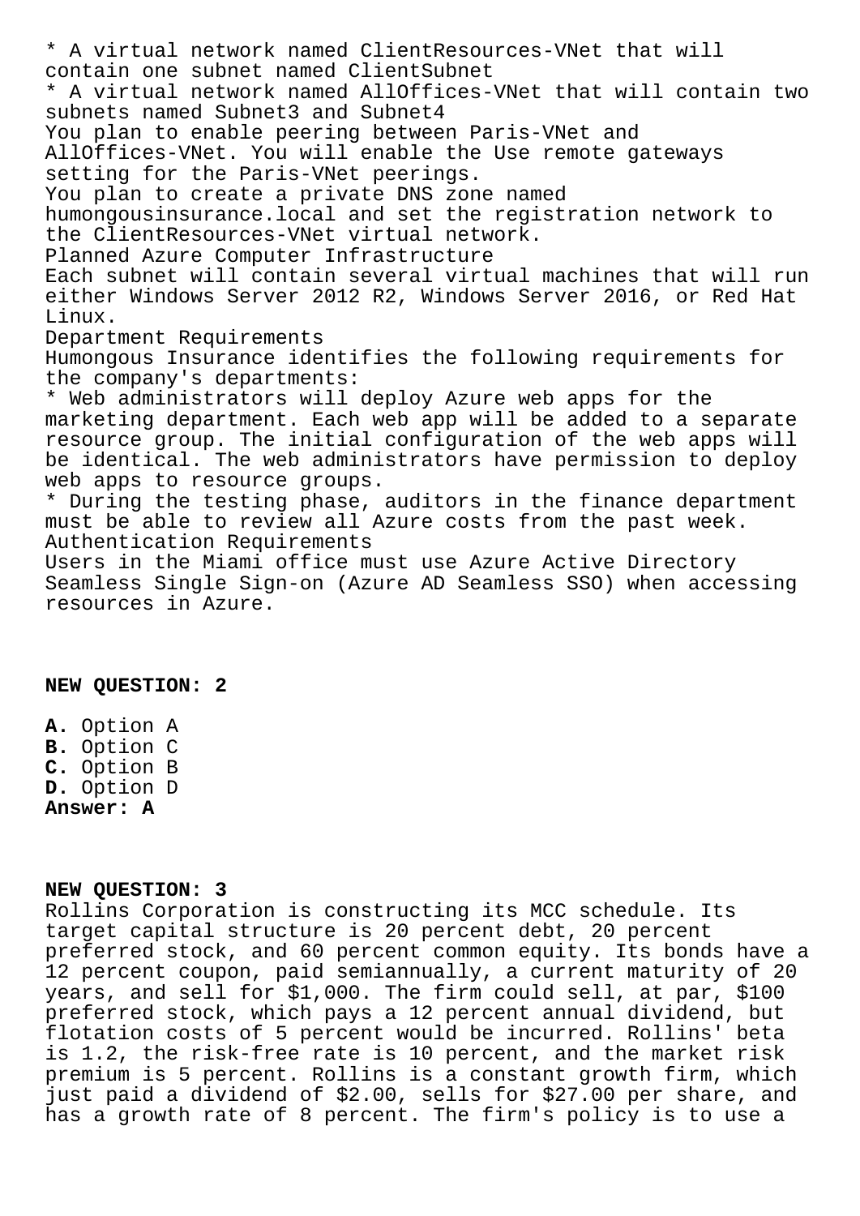* A virtual network named ClientResources-VNet that will contain one subnet named ClientSubnet
* A virtual network named AllOffices-VNet that will contain two subnets named Subnet3 and Subnet4

You plan to enable peering between Paris-VNet and AllOffices-VNet. You will enable the Use remote gateways setting for the Paris-VNet peerings.
You plan to create a private DNS zone named humongousinsurance.local and set the registration network to the ClientResources-VNet virtual network.
Planned Azure Computer Infrastructure
Each subnet will contain several virtual machines that will run either Windows Server 2012 R2, Windows Server 2016, or Red Hat Linux.
Department Requirements
Humongous Insurance identifies the following requirements for the company's departments:
* Web administrators will deploy Azure web apps for the marketing department. Each web app will be added to a separate resource group. The initial configuration of the web apps will be identical. The web administrators have permission to deploy web apps to resource groups.
* During the testing phase, auditors in the finance department must be able to review all Azure costs from the past week.

Authentication Requirements
Users in the Miami office must use Azure Active Directory Seamless Single Sign-on (Azure AD Seamless SSO) when accessing resources in Azure.

**NEW QUESTION: 2**

**A.** Option A
**B.** Option C
**C.** Option B
**D.** Option D
**Answer: A**

**NEW QUESTION: 3**
Rollins Corporation is constructing its MCC schedule. Its target capital structure is 20 percent debt, 20 percent preferred stock, and 60 percent common equity. Its bonds have a 12 percent coupon, paid semiannually, a current maturity of 20 years, and sell for $1,000. The firm could sell, at par, $100 preferred stock, which pays a 12 percent annual dividend, but flotation costs of 5 percent would be incurred. Rollins' beta is 1.2, the risk-free rate is 10 percent, and the market risk premium is 5 percent. Rollins is a constant growth firm, which just paid a dividend of $2.00, sells for $27.00 per share, and has a growth rate of 8 percent. The firm's policy is to use a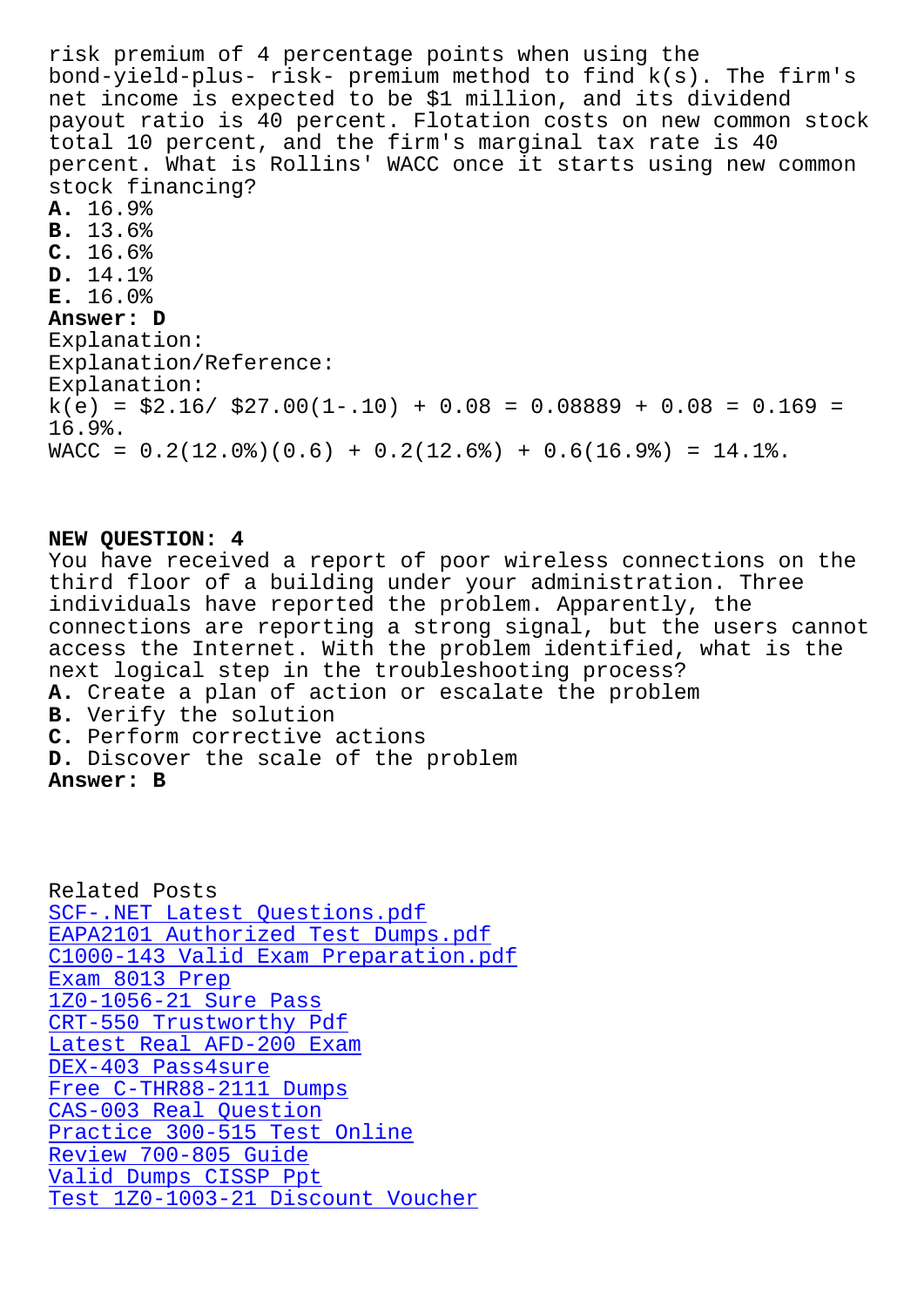risk premium of 4 percentage points when using the bond-yield-plus- risk- premium method to find k(s). The firm's net income is expected to be $1 million, and its dividend payout ratio is 40 percent. Flotation costs on new common stock total 10 percent, and the firm's marginal tax rate is 40 percent. What is Rollins' WACC once it starts using new common stock financing?

**A.** 16.9%
**B.** 13.6%
**C.** 16.6%
**D.** 14.1%
**E.** 16.0%

**Answer: D**

Explanation:
Explanation/Reference:
Explanation:
k(e) = $2.16/ $27.00(1-.10) + 0.08 = 0.08889 + 0.08 = 0.169 = 16.9%.
WACC = 0.2(12.0%)(0.6) + 0.2(12.6%) + 0.6(16.9%) = 14.1%.

**NEW QUESTION: 4**

You have received a report of poor wireless connections on the third floor of a building under your administration. Three individuals have reported the problem. Apparently, the connections are reporting a strong signal, but the users cannot access the Internet. With the problem identified, what is the next logical step in the troubleshooting process?

**A.** Create a plan of action or escalate the problem
**B.** Verify the solution
**C.** Perform corrective actions
**D.** Discover the scale of the problem

**Answer: B**

Related Posts
SCF-.NET Latest Questions.pdf
EAPA2101 Authorized Test Dumps.pdf
C1000-143 Valid Exam Preparation.pdf
Exam 8013 Prep
1Z0-1056-21 Sure Pass
CRT-550 Trustworthy Pdf
Latest Real AFD-200 Exam
DEX-403 Pass4sure
Free C-THR88-2111 Dumps
CAS-003 Real Question
Practice 300-515 Test Online
Review 700-805 Guide
Valid Dumps CISSP Ppt
Test 1Z0-1003-21 Discount Voucher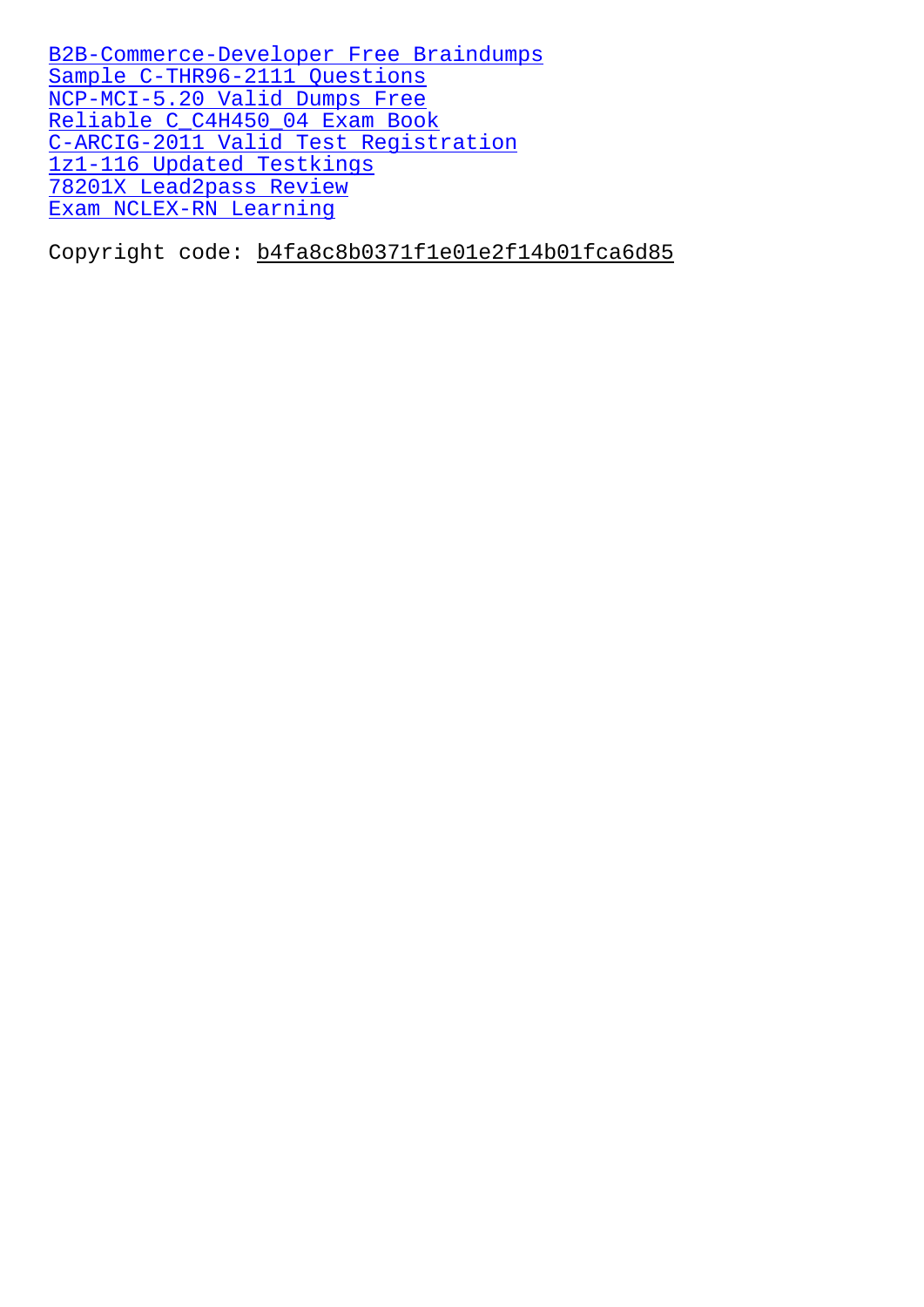B2B-Commerce-Developer Free Braindumps
Sample C-THR96-2111 Questions
NCP-MCI-5.20 Valid Dumps Free
Reliable C_C4H450_04 Exam Book
C-ARCIG-2011 Valid Test Registration
1z1-116 Updated Testkings
78201X Lead2pass Review
Exam NCLEX-RN Learning

Copyright code: b4fa8c8b0371f1e01e2f14b01fca6d85